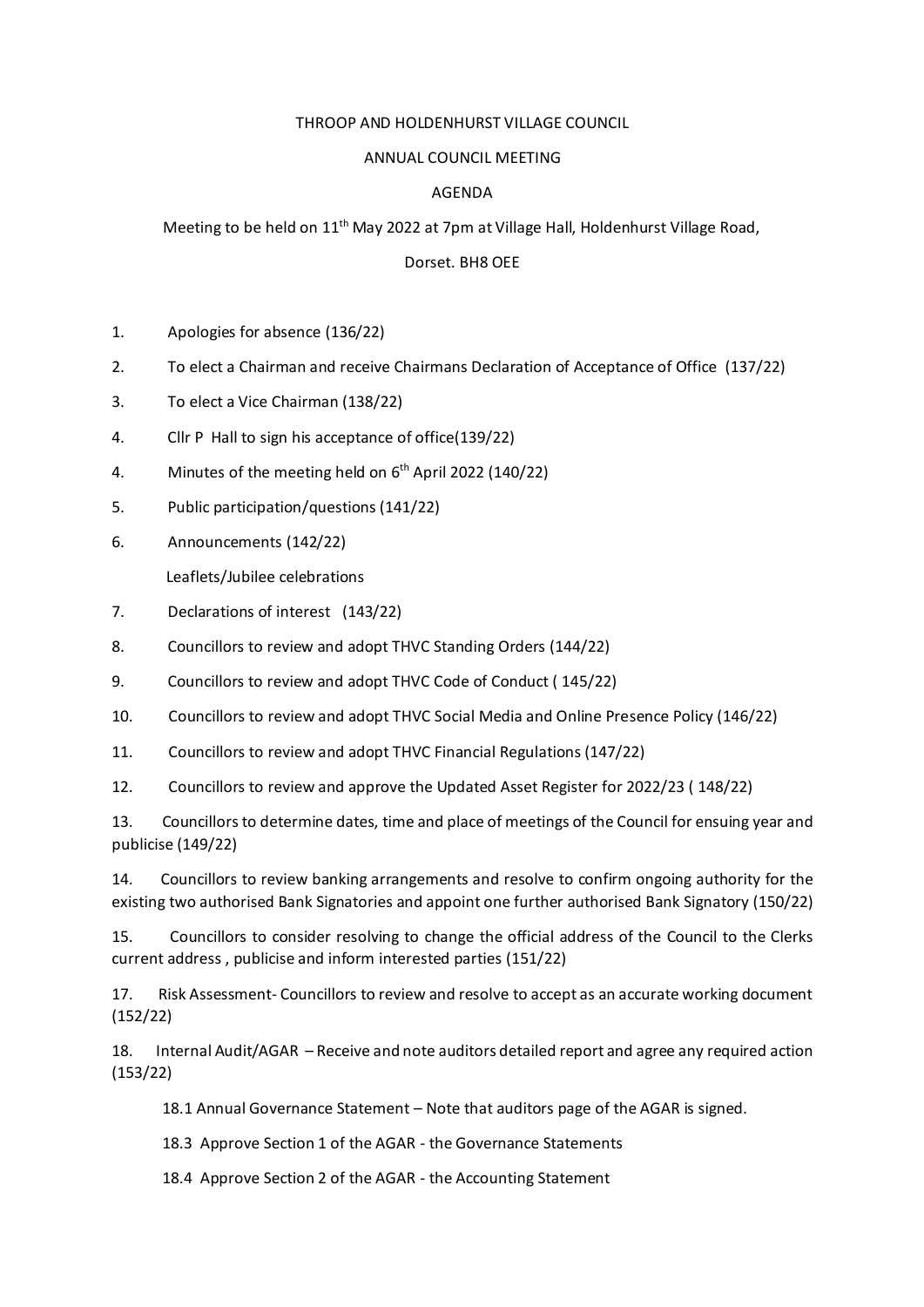THROOP AND HOLDENHURST VILLAGE COUNCIL

ANNUAL COUNCIL MEETING

AGENDA

Meeting to be held on 11th May 2022 at 7pm at Village Hall, Holdenhurst Village Road,

Dorset. BH8 OEE

1. Apologies for absence (136/22)

2. To elect a Chairman and receive Chairmans Declaration of Acceptance of Office (137/22)

3. To elect a Vice Chairman (138/22)

4. Cllr P Hall to sign his acceptance of office(139/22)

4. Minutes of the meeting held on 6th April 2022 (140/22)

5. Public participation/questions (141/22)

6. Announcements (142/22)

   Leaflets/Jubilee celebrations

7. Declarations of interest (143/22)

8. Councillors to review and adopt THVC Standing Orders (144/22)

9. Councillors to review and adopt THVC Code of Conduct ( 145/22)

10. Councillors to review and adopt THVC Social Media and Online Presence Policy (146/22)

11. Councillors to review and adopt THVC Financial Regulations (147/22)

12. Councillors to review and approve the Updated Asset Register for 2022/23 ( 148/22)

13. Councillors to determine dates, time and place of meetings of the Council for ensuing year and publicise (149/22)

14. Councillors to review banking arrangements and resolve to confirm ongoing authority for the existing two authorised Bank Signatories and appoint one further authorised Bank Signatory (150/22)

15. Councillors to consider resolving to change the official address of the Council to the Clerks current address , publicise and inform interested parties (151/22)

17. Risk Assessment- Councillors to review and resolve to accept as an accurate working document (152/22)

18. Internal Audit/AGAR – Receive and note auditors detailed report and agree any required action (153/22)

    18.1 Annual Governance Statement – Note that auditors page of the AGAR is signed.

    18.3 Approve Section 1 of the AGAR - the Governance Statements

    18.4 Approve Section 2 of the AGAR - the Accounting Statement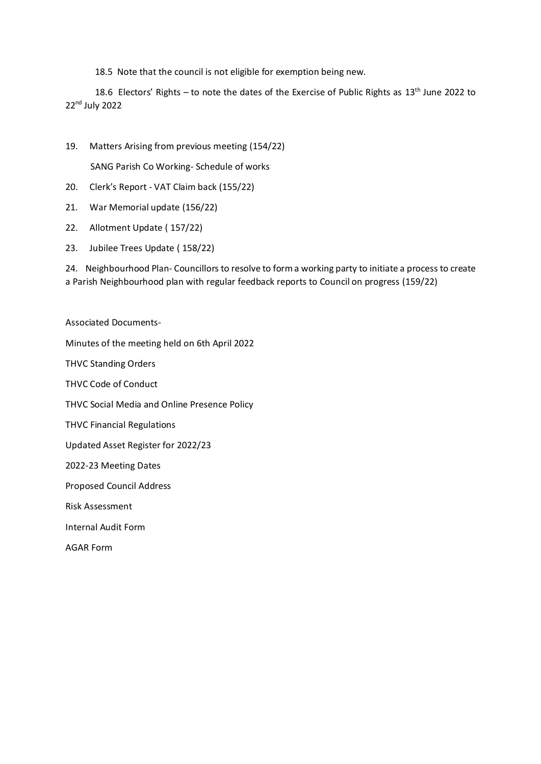18.5 Note that the council is not eligible for exemption being new.

18.6 Electors' Rights – to note the dates of the Exercise of Public Rights as 13th June 2022 to 22nd July 2022

19. Matters Arising from previous meeting (154/22)

    SANG Parish Co Working- Schedule of works

20. Clerk's Report - VAT Claim back (155/22)

21. War Memorial update (156/22)

22. Allotment Update ( 157/22)

23. Jubilee Trees Update ( 158/22)

24. Neighbourhood Plan- Councillors to resolve to form a working party to initiate a process to create a Parish Neighbourhood plan with regular feedback reports to Council on progress (159/22)

Associated Documents-

Minutes of the meeting held on 6th April 2022

THVC Standing Orders

THVC Code of Conduct

THVC Social Media and Online Presence Policy

THVC Financial Regulations

Updated Asset Register for 2022/23

2022-23 Meeting Dates

Proposed Council Address

Risk Assessment

Internal Audit Form

AGAR Form